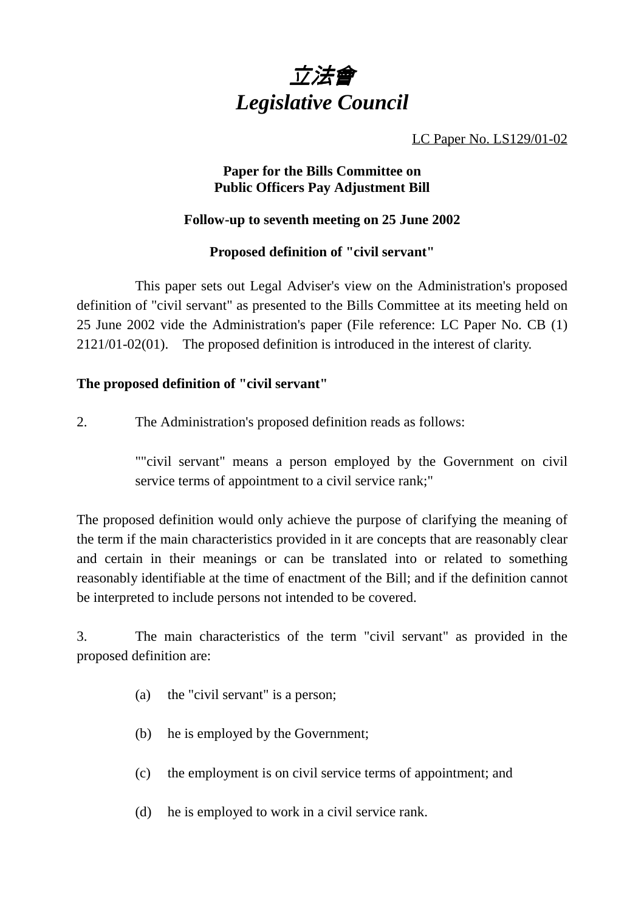# *立法會*
# *Legislative Council*

LC Paper No. LS129/01-02

**Paper for the Bills Committee on Public Officers Pay Adjustment Bill**

**Follow-up to seventh meeting on 25 June 2002**

**Proposed definition of "civil servant"**

This paper sets out Legal Adviser's view on the Administration's proposed definition of "civil servant" as presented to the Bills Committee at its meeting held on 25 June 2002 vide the Administration's paper (File reference: LC Paper No. CB (1) 2121/01-02(01). The proposed definition is introduced in the interest of clarity.

**The proposed definition of "civil servant"**

2. The Administration's proposed definition reads as follows:

> ""civil servant" means a person employed by the Government on civil service terms of appointment to a civil service rank;"

The proposed definition would only achieve the purpose of clarifying the meaning of the term if the main characteristics provided in it are concepts that are reasonably clear and certain in their meanings or can be translated into or related to something reasonably identifiable at the time of enactment of the Bill; and if the definition cannot be interpreted to include persons not intended to be covered.

3. The main characteristics of the term "civil servant" as provided in the proposed definition are:

(a) the "civil servant" is a person;

(b) he is employed by the Government;

(c) the employment is on civil service terms of appointment; and

(d) he is employed to work in a civil service rank.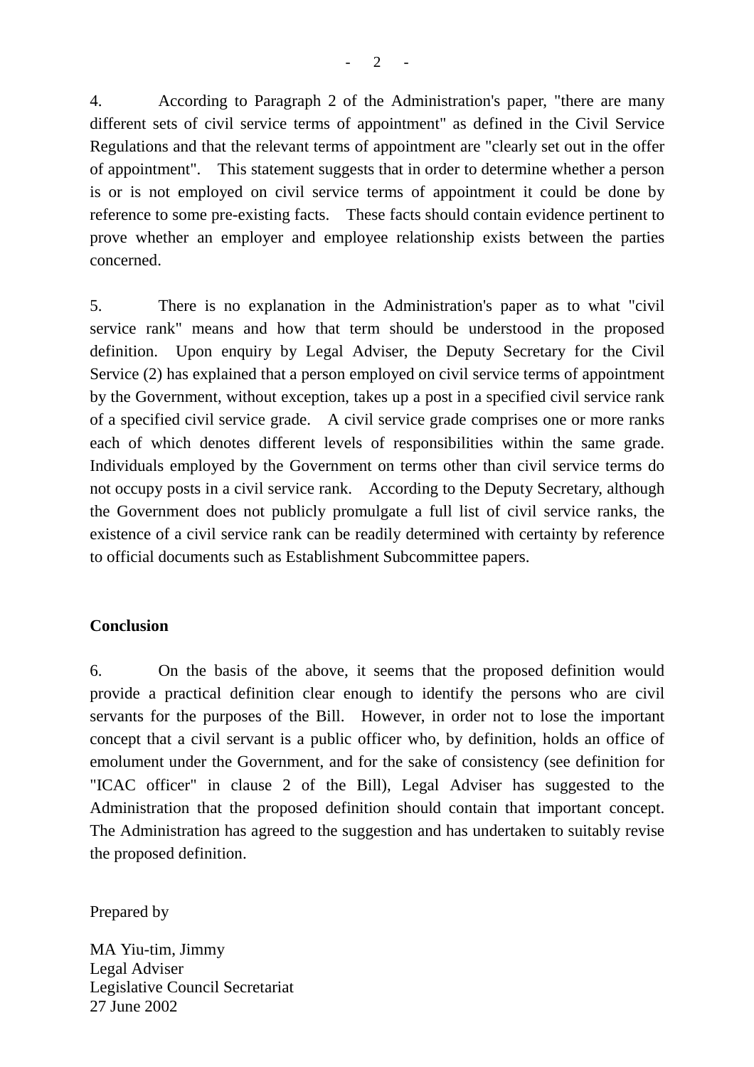4. According to Paragraph 2 of the Administration's paper, "there are many different sets of civil service terms of appointment" as defined in the Civil Service Regulations and that the relevant terms of appointment are "clearly set out in the offer of appointment". This statement suggests that in order to determine whether a person is or is not employed on civil service terms of appointment it could be done by reference to some pre-existing facts. These facts should contain evidence pertinent to prove whether an employer and employee relationship exists between the parties concerned.

5. There is no explanation in the Administration's paper as to what "civil service rank" means and how that term should be understood in the proposed definition. Upon enquiry by Legal Adviser, the Deputy Secretary for the Civil Service (2) has explained that a person employed on civil service terms of appointment by the Government, without exception, takes up a post in a specified civil service rank of a specified civil service grade. A civil service grade comprises one or more ranks each of which denotes different levels of responsibilities within the same grade. Individuals employed by the Government on terms other than civil service terms do not occupy posts in a civil service rank. According to the Deputy Secretary, although the Government does not publicly promulgate a full list of civil service ranks, the existence of a civil service rank can be readily determined with certainty by reference to official documents such as Establishment Subcommittee papers.

**Conclusion**

6. On the basis of the above, it seems that the proposed definition would provide a practical definition clear enough to identify the persons who are civil servants for the purposes of the Bill. However, in order not to lose the important concept that a civil servant is a public officer who, by definition, holds an office of emolument under the Government, and for the sake of consistency (see definition for "ICAC officer" in clause 2 of the Bill), Legal Adviser has suggested to the Administration that the proposed definition should contain that important concept. The Administration has agreed to the suggestion and has undertaken to suitably revise the proposed definition.

Prepared by

MA Yiu-tim, Jimmy
Legal Adviser
Legislative Council Secretariat
27 June 2002